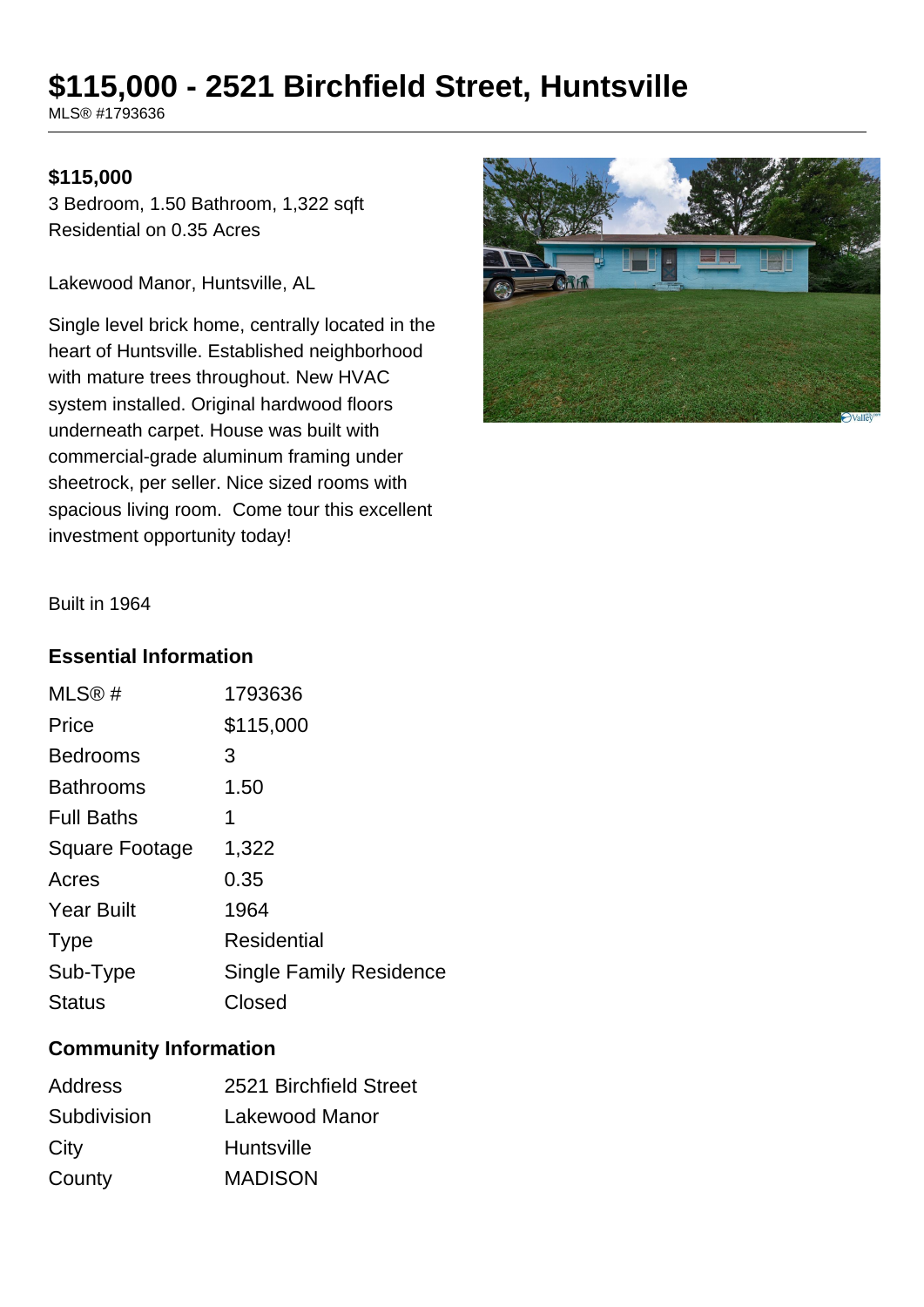# $115,000 - 2521 Birchfield Street, Huntsville

MLS® #1793636

**$115,000**

3 Bedroom, 1.50 Bathroom, 1,322 sqft
Residential on 0.35 Acres

Lakewood Manor, Huntsville, AL

Single level brick home, centrally located in the heart of Huntsville. Established neighborhood with mature trees throughout. New HVAC system installed. Original hardwood floors underneath carpet. House was built with commercial-grade aluminum framing under sheetrock, per seller. Nice sized rooms with spacious living room. Come tour this excellent investment opportunity today!

Built in 1964

## Essential Information

| | |
|---|---|
| MLS® # | 1793636 |
| Price | $115,000 |
| Bedrooms | 3 |
| Bathrooms | 1.50 |
| Full Baths | 1 |
| Square Footage | 1,322 |
| Acres | 0.35 |
| Year Built | 1964 |
| Type | Residential |
| Sub-Type | Single Family Residence |
| Status | Closed |

## Community Information

| | |
|---|---|
| Address | 2521 Birchfield Street |
| Subdivision | Lakewood Manor |
| City | Huntsville |
| County | MADISON |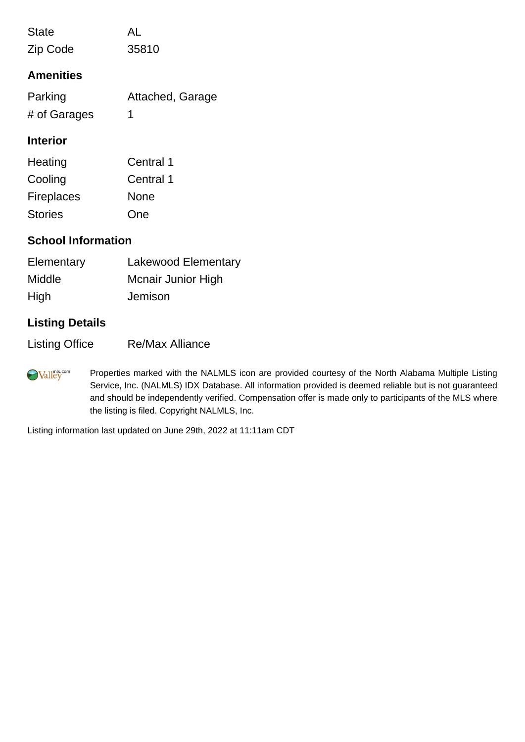| | |
|---|---|
| State | AL |
| Zip Code | 35810 |

### Amenities

| | |
|---|---|
| Parking | Attached, Garage |
| # of Garages | 1 |

### Interior

| | |
|---|---|
| Heating | Central 1 |
| Cooling | Central 1 |
| Fireplaces | None |
| Stories | One |

### School Information

| | |
|---|---|
| Elementary | Lakewood Elementary |
| Middle | Mcnair Junior High |
| High | Jemison |

### Listing Details

| | |
|---|---|
| Listing Office | Re/Max Alliance |

Properties marked with the NALMLS icon are provided courtesy of the North Alabama Multiple Listing Service, Inc. (NALMLS) IDX Database. All information provided is deemed reliable but is not guaranteed and should be independently verified. Compensation offer is made only to participants of the MLS where the listing is filed. Copyright NALMLS, Inc.

Listing information last updated on June 29th, 2022 at 11:11am CDT